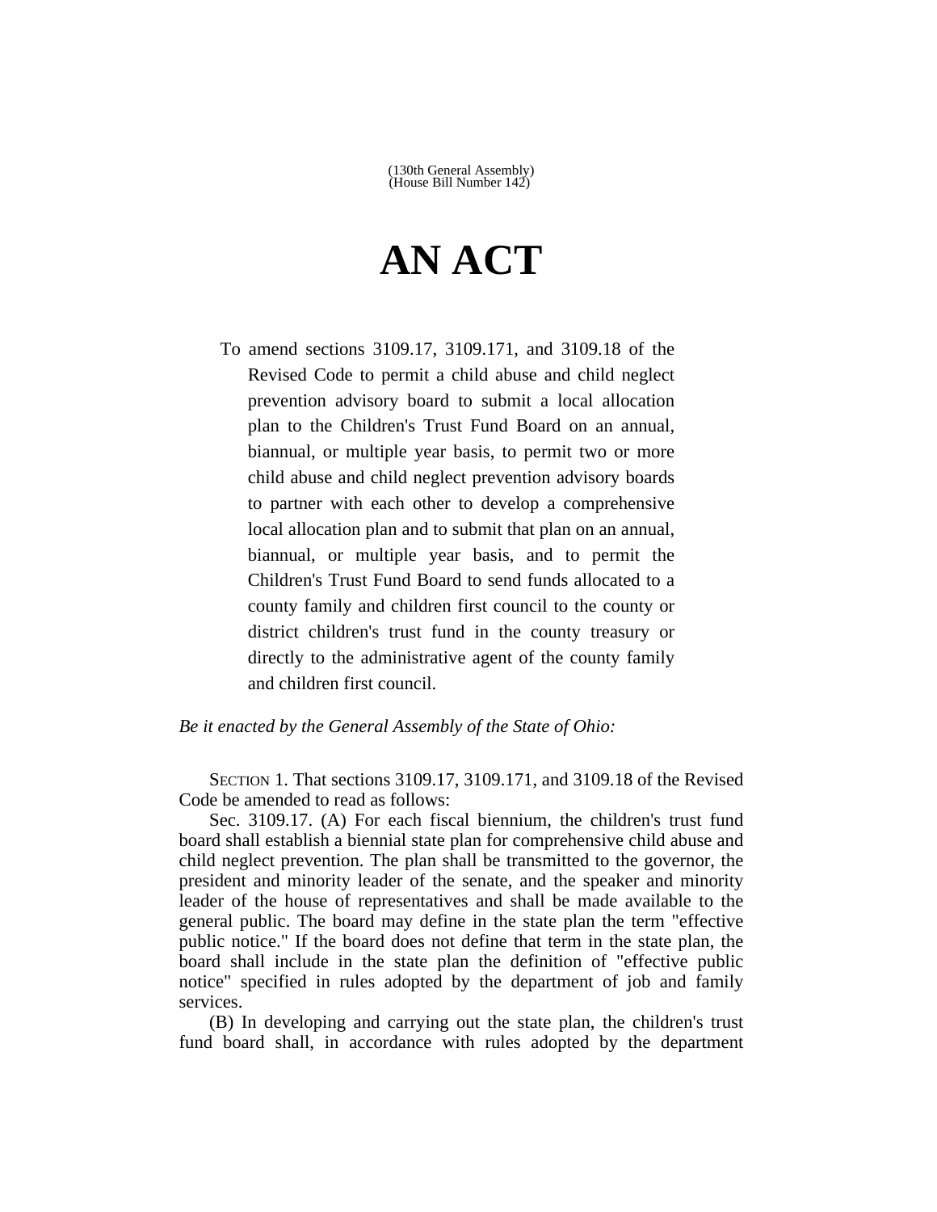(130th General Assembly)
(House Bill Number 142)

# AN ACT

To amend sections 3109.17, 3109.171, and 3109.18 of the Revised Code to permit a child abuse and child neglect prevention advisory board to submit a local allocation plan to the Children's Trust Fund Board on an annual, biannual, or multiple year basis, to permit two or more child abuse and child neglect prevention advisory boards to partner with each other to develop a comprehensive local allocation plan and to submit that plan on an annual, biannual, or multiple year basis, and to permit the Children's Trust Fund Board to send funds allocated to a county family and children first council to the county or district children's trust fund in the county treasury or directly to the administrative agent of the county family and children first council.

*Be it enacted by the General Assembly of the State of Ohio:*

SECTION 1. That sections 3109.17, 3109.171, and 3109.18 of the Revised Code be amended to read as follows:

Sec. 3109.17. (A) For each fiscal biennium, the children's trust fund board shall establish a biennial state plan for comprehensive child abuse and child neglect prevention. The plan shall be transmitted to the governor, the president and minority leader of the senate, and the speaker and minority leader of the house of representatives and shall be made available to the general public. The board may define in the state plan the term "effective public notice." If the board does not define that term in the state plan, the board shall include in the state plan the definition of "effective public notice" specified in rules adopted by the department of job and family services.

(B) In developing and carrying out the state plan, the children's trust fund board shall, in accordance with rules adopted by the department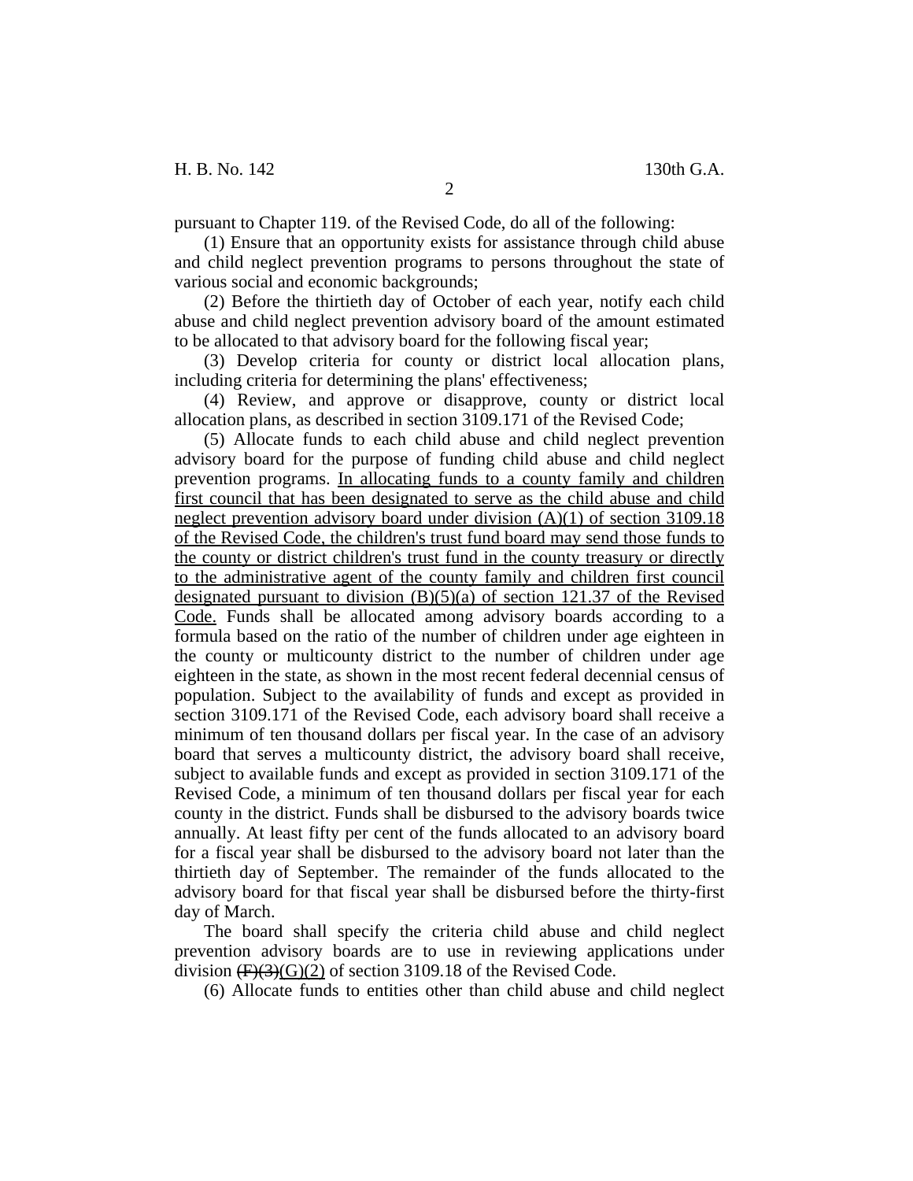pursuant to Chapter 119. of the Revised Code, do all of the following:

(1) Ensure that an opportunity exists for assistance through child abuse and child neglect prevention programs to persons throughout the state of various social and economic backgrounds;

(2) Before the thirtieth day of October of each year, notify each child abuse and child neglect prevention advisory board of the amount estimated to be allocated to that advisory board for the following fiscal year;

(3) Develop criteria for county or district local allocation plans, including criteria for determining the plans' effectiveness;

(4) Review, and approve or disapprove, county or district local allocation plans, as described in section 3109.171 of the Revised Code;

(5) Allocate funds to each child abuse and child neglect prevention advisory board for the purpose of funding child abuse and child neglect prevention programs. <u>In allocating funds to a county family and children first council that has been designated to serve as the child abuse and child neglect prevention advisory board under division (A)(1) of section 3109.18 of the Revised Code, the children's trust fund board may send those funds to the county or district children's trust fund in the county treasury or directly to the administrative agent of the county family and children first council designated pursuant to division (B)(5)(a) of section 121.37 of the Revised Code.</u> Funds shall be allocated among advisory boards according to a formula based on the ratio of the number of children under age eighteen in the county or multicounty district to the number of children under age eighteen in the state, as shown in the most recent federal decennial census of population. Subject to the availability of funds and except as provided in section 3109.171 of the Revised Code, each advisory board shall receive a minimum of ten thousand dollars per fiscal year. In the case of an advisory board that serves a multicounty district, the advisory board shall receive, subject to available funds and except as provided in section 3109.171 of the Revised Code, a minimum of ten thousand dollars per fiscal year for each county in the district. Funds shall be disbursed to the advisory boards twice annually. At least fifty per cent of the funds allocated to an advisory board for a fiscal year shall be disbursed to the advisory board not later than the thirtieth day of September. The remainder of the funds allocated to the advisory board for that fiscal year shall be disbursed before the thirty-first day of March.

The board shall specify the criteria child abuse and child neglect prevention advisory boards are to use in reviewing applications under division ~~(F)(3)~~<u>(G)(2)</u> of section 3109.18 of the Revised Code.

(6) Allocate funds to entities other than child abuse and child neglect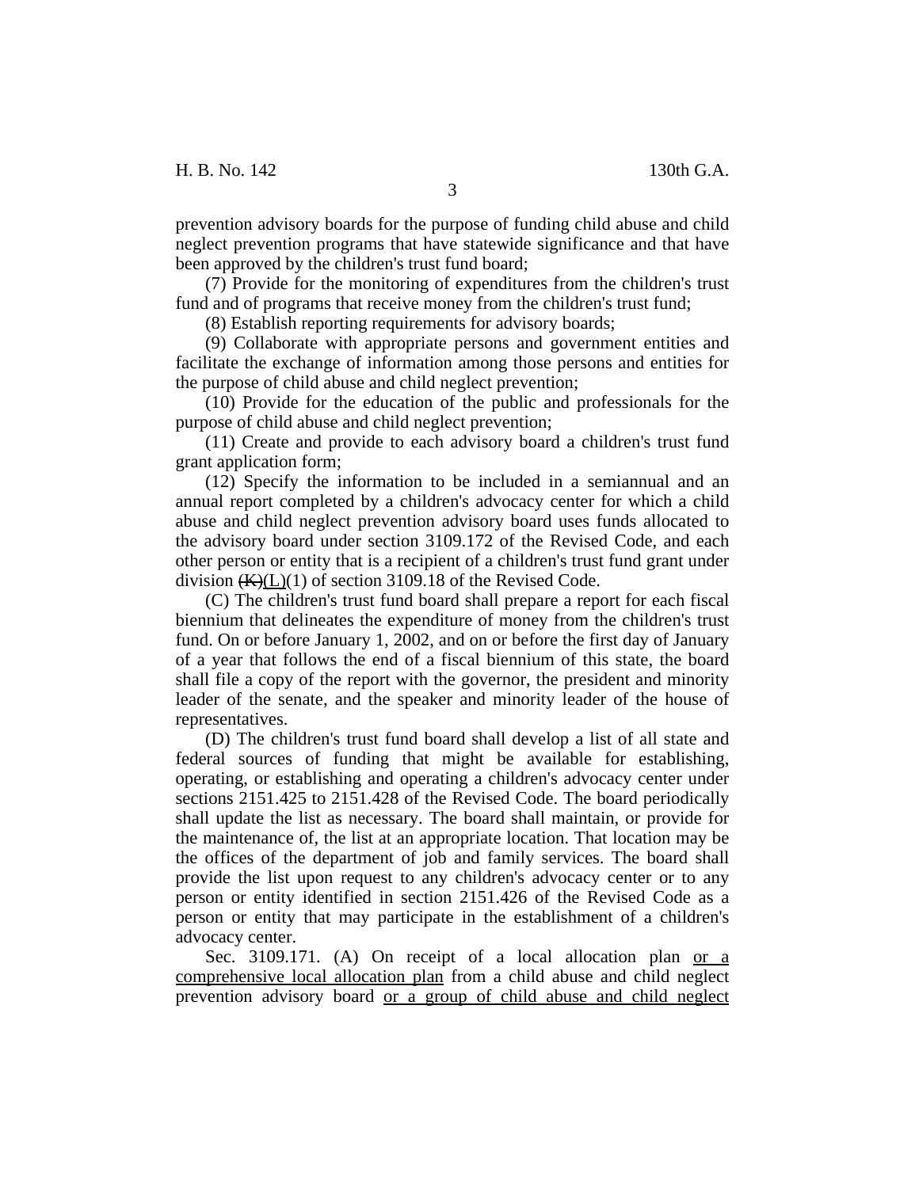prevention advisory boards for the purpose of funding child abuse and child neglect prevention programs that have statewide significance and that have been approved by the children's trust fund board;

(7) Provide for the monitoring of expenditures from the children's trust fund and of programs that receive money from the children's trust fund;

(8) Establish reporting requirements for advisory boards;

(9) Collaborate with appropriate persons and government entities and facilitate the exchange of information among those persons and entities for the purpose of child abuse and child neglect prevention;

(10) Provide for the education of the public and professionals for the purpose of child abuse and child neglect prevention;

(11) Create and provide to each advisory board a children's trust fund grant application form;

(12) Specify the information to be included in a semiannual and an annual report completed by a children's advocacy center for which a child abuse and child neglect prevention advisory board uses funds allocated to the advisory board under section 3109.172 of the Revised Code, and each other person or entity that is a recipient of a children's trust fund grant under division ~~(K)~~<u>(L)</u>(1) of section 3109.18 of the Revised Code.

(C) The children's trust fund board shall prepare a report for each fiscal biennium that delineates the expenditure of money from the children's trust fund. On or before January 1, 2002, and on or before the first day of January of a year that follows the end of a fiscal biennium of this state, the board shall file a copy of the report with the governor, the president and minority leader of the senate, and the speaker and minority leader of the house of representatives.

(D) The children's trust fund board shall develop a list of all state and federal sources of funding that might be available for establishing, operating, or establishing and operating a children's advocacy center under sections 2151.425 to 2151.428 of the Revised Code. The board periodically shall update the list as necessary. The board shall maintain, or provide for the maintenance of, the list at an appropriate location. That location may be the offices of the department of job and family services. The board shall provide the list upon request to any children's advocacy center or to any person or entity identified in section 2151.426 of the Revised Code as a person or entity that may participate in the establishment of a children's advocacy center.

Sec. 3109.171. (A) On receipt of a local allocation plan <u>or a comprehensive local allocation plan</u> from a child abuse and child neglect prevention advisory board <u>or a group of child abuse and child neglect</u>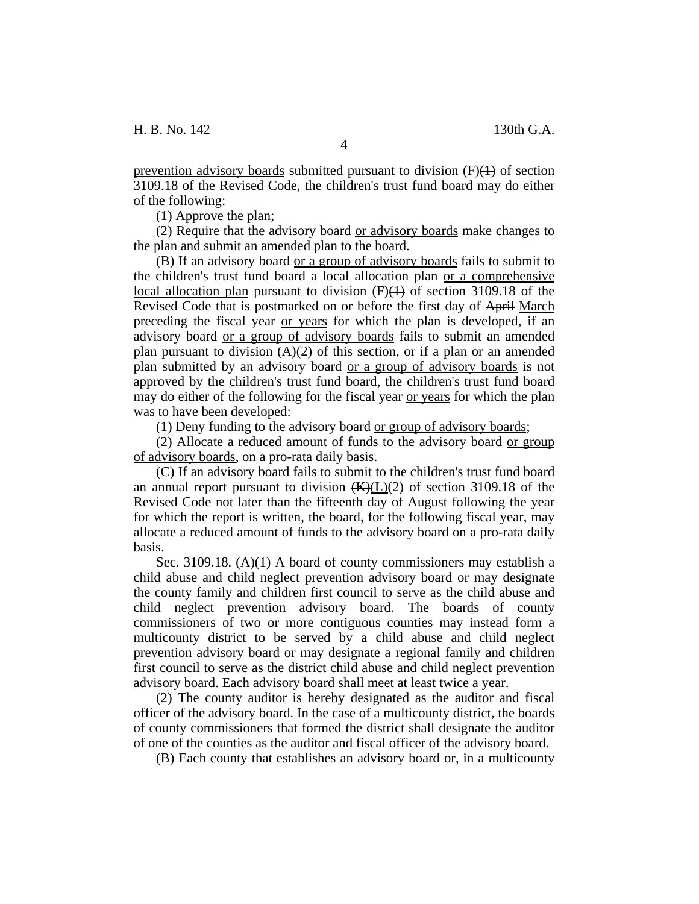prevention advisory boards submitted pursuant to division (F)~~(1)~~ of section 3109.18 of the Revised Code, the children's trust fund board may do either of the following:

(1) Approve the plan;

(2) Require that the advisory board or advisory boards make changes to the plan and submit an amended plan to the board.

(B) If an advisory board or a group of advisory boards fails to submit to the children's trust fund board a local allocation plan or a comprehensive local allocation plan pursuant to division (F)~~(1)~~ of section 3109.18 of the Revised Code that is postmarked on or before the first day of ~~April~~ March preceding the fiscal year or years for which the plan is developed, if an advisory board or a group of advisory boards fails to submit an amended plan pursuant to division (A)(2) of this section, or if a plan or an amended plan submitted by an advisory board or a group of advisory boards is not approved by the children's trust fund board, the children's trust fund board may do either of the following for the fiscal year or years for which the plan was to have been developed:

(1) Deny funding to the advisory board or group of advisory boards;

(2) Allocate a reduced amount of funds to the advisory board or group of advisory boards, on a pro-rata daily basis.

(C) If an advisory board fails to submit to the children's trust fund board an annual report pursuant to division ~~(K)~~(L)(2) of section 3109.18 of the Revised Code not later than the fifteenth day of August following the year for which the report is written, the board, for the following fiscal year, may allocate a reduced amount of funds to the advisory board on a pro-rata daily basis.

Sec. 3109.18. (A)(1) A board of county commissioners may establish a child abuse and child neglect prevention advisory board or may designate the county family and children first council to serve as the child abuse and child neglect prevention advisory board. The boards of county commissioners of two or more contiguous counties may instead form a multicounty district to be served by a child abuse and child neglect prevention advisory board or may designate a regional family and children first council to serve as the district child abuse and child neglect prevention advisory board. Each advisory board shall meet at least twice a year.

(2) The county auditor is hereby designated as the auditor and fiscal officer of the advisory board. In the case of a multicounty district, the boards of county commissioners that formed the district shall designate the auditor of one of the counties as the auditor and fiscal officer of the advisory board.

(B) Each county that establishes an advisory board or, in a multicounty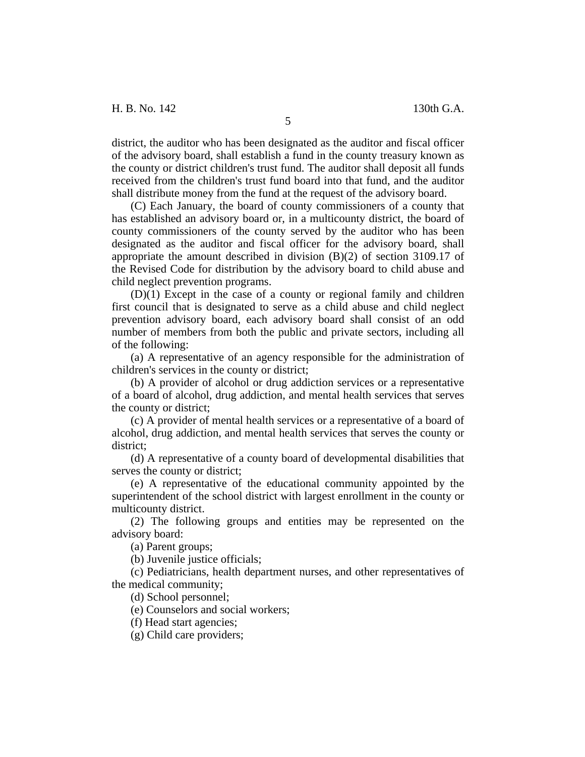district, the auditor who has been designated as the auditor and fiscal officer of the advisory board, shall establish a fund in the county treasury known as the county or district children's trust fund. The auditor shall deposit all funds received from the children's trust fund board into that fund, and the auditor shall distribute money from the fund at the request of the advisory board.

(C) Each January, the board of county commissioners of a county that has established an advisory board or, in a multicounty district, the board of county commissioners of the county served by the auditor who has been designated as the auditor and fiscal officer for the advisory board, shall appropriate the amount described in division (B)(2) of section 3109.17 of the Revised Code for distribution by the advisory board to child abuse and child neglect prevention programs.

(D)(1) Except in the case of a county or regional family and children first council that is designated to serve as a child abuse and child neglect prevention advisory board, each advisory board shall consist of an odd number of members from both the public and private sectors, including all of the following:

(a) A representative of an agency responsible for the administration of children's services in the county or district;

(b) A provider of alcohol or drug addiction services or a representative of a board of alcohol, drug addiction, and mental health services that serves the county or district;

(c) A provider of mental health services or a representative of a board of alcohol, drug addiction, and mental health services that serves the county or district;

(d) A representative of a county board of developmental disabilities that serves the county or district;

(e) A representative of the educational community appointed by the superintendent of the school district with largest enrollment in the county or multicounty district.

(2) The following groups and entities may be represented on the advisory board:

(a) Parent groups;

(b) Juvenile justice officials;

(c) Pediatricians, health department nurses, and other representatives of the medical community;

(d) School personnel;

(e) Counselors and social workers;

(f) Head start agencies;

(g) Child care providers;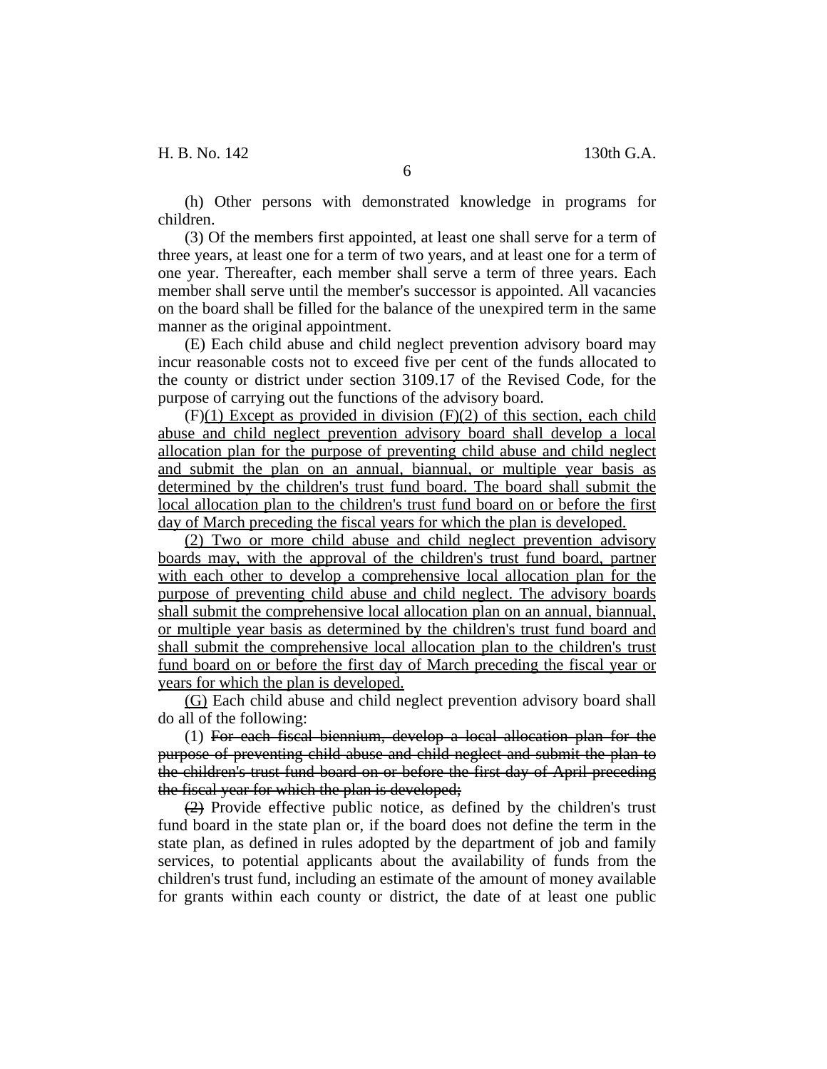(h) Other persons with demonstrated knowledge in programs for children.

(3) Of the members first appointed, at least one shall serve for a term of three years, at least one for a term of two years, and at least one for a term of one year. Thereafter, each member shall serve a term of three years. Each member shall serve until the member's successor is appointed. All vacancies on the board shall be filled for the balance of the unexpired term in the same manner as the original appointment.

(E) Each child abuse and child neglect prevention advisory board may incur reasonable costs not to exceed five per cent of the funds allocated to the county or district under section 3109.17 of the Revised Code, for the purpose of carrying out the functions of the advisory board.

(F)<u>(1) Except as provided in division (F)(2) of this section, each child abuse and child neglect prevention advisory board shall develop a local allocation plan for the purpose of preventing child abuse and child neglect and submit the plan on an annual, biannual, or multiple year basis as determined by the children's trust fund board. The board shall submit the local allocation plan to the children's trust fund board on or before the first day of March preceding the fiscal years for which the plan is developed.</u>

<u>(2) Two or more child abuse and child neglect prevention advisory boards may, with the approval of the children's trust fund board, partner with each other to develop a comprehensive local allocation plan for the purpose of preventing child abuse and child neglect. The advisory boards shall submit the comprehensive local allocation plan on an annual, biannual, or multiple year basis as determined by the children's trust fund board and shall submit the comprehensive local allocation plan to the children's trust fund board on or before the first day of March preceding the fiscal year or years for which the plan is developed.</u>

<u>(G)</u> Each child abuse and child neglect prevention advisory board shall do all of the following:

(1) ~~For each fiscal biennium, develop a local allocation plan for the purpose of preventing child abuse and child neglect and submit the plan to the children's trust fund board on or before the first day of April preceding the fiscal year for which the plan is developed;~~

~~(2)~~ Provide effective public notice, as defined by the children's trust fund board in the state plan or, if the board does not define the term in the state plan, as defined in rules adopted by the department of job and family services, to potential applicants about the availability of funds from the children's trust fund, including an estimate of the amount of money available for grants within each county or district, the date of at least one public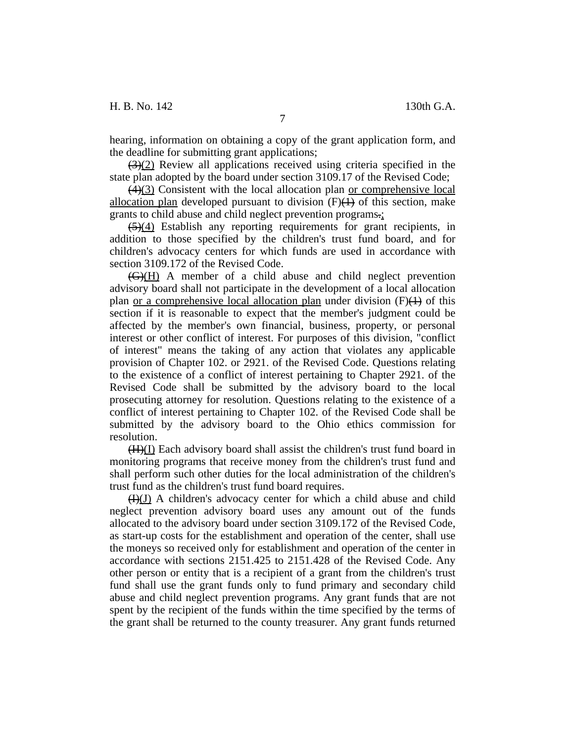hearing, information on obtaining a copy of the grant application form, and the deadline for submitting grant applications;

~~(3)~~(2) Review all applications received using criteria specified in the state plan adopted by the board under section 3109.17 of the Revised Code;

~~(4)~~(3) Consistent with the local allocation plan <u>or comprehensive local allocation plan</u> developed pursuant to division (F)~~(1)~~ of this section, make grants to child abuse and child neglect prevention programs~~.~~<u>;</u>

~~(5)~~(4) Establish any reporting requirements for grant recipients, in addition to those specified by the children's trust fund board, and for children's advocacy centers for which funds are used in accordance with section 3109.172 of the Revised Code.

~~(G)~~(H) A member of a child abuse and child neglect prevention advisory board shall not participate in the development of a local allocation plan <u>or a comprehensive local allocation plan</u> under division (F)~~(1)~~ of this section if it is reasonable to expect that the member's judgment could be affected by the member's own financial, business, property, or personal interest or other conflict of interest. For purposes of this division, "conflict of interest" means the taking of any action that violates any applicable provision of Chapter 102. or 2921. of the Revised Code. Questions relating to the existence of a conflict of interest pertaining to Chapter 2921. of the Revised Code shall be submitted by the advisory board to the local prosecuting attorney for resolution. Questions relating to the existence of a conflict of interest pertaining to Chapter 102. of the Revised Code shall be submitted by the advisory board to the Ohio ethics commission for resolution.

~~(H)~~(I) Each advisory board shall assist the children's trust fund board in monitoring programs that receive money from the children's trust fund and shall perform such other duties for the local administration of the children's trust fund as the children's trust fund board requires.

~~(I)~~(J) A children's advocacy center for which a child abuse and child neglect prevention advisory board uses any amount out of the funds allocated to the advisory board under section 3109.172 of the Revised Code, as start-up costs for the establishment and operation of the center, shall use the moneys so received only for establishment and operation of the center in accordance with sections 2151.425 to 2151.428 of the Revised Code. Any other person or entity that is a recipient of a grant from the children's trust fund shall use the grant funds only to fund primary and secondary child abuse and child neglect prevention programs. Any grant funds that are not spent by the recipient of the funds within the time specified by the terms of the grant shall be returned to the county treasurer. Any grant funds returned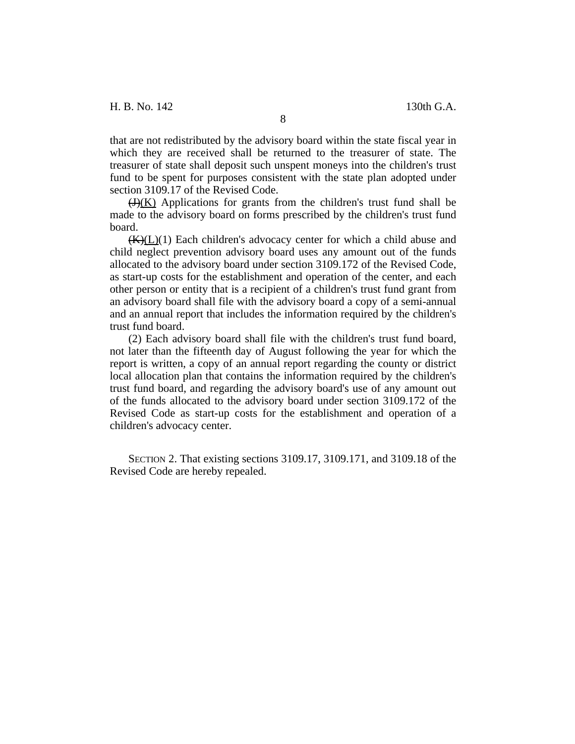that are not redistributed by the advisory board within the state fiscal year in which they are received shall be returned to the treasurer of state. The treasurer of state shall deposit such unspent moneys into the children's trust fund to be spent for purposes consistent with the state plan adopted under section 3109.17 of the Revised Code.

~~(J)~~(K) Applications for grants from the children's trust fund shall be made to the advisory board on forms prescribed by the children's trust fund board.

~~(K)~~(L)(1) Each children's advocacy center for which a child abuse and child neglect prevention advisory board uses any amount out of the funds allocated to the advisory board under section 3109.172 of the Revised Code, as start-up costs for the establishment and operation of the center, and each other person or entity that is a recipient of a children's trust fund grant from an advisory board shall file with the advisory board a copy of a semi-annual and an annual report that includes the information required by the children's trust fund board.

(2) Each advisory board shall file with the children's trust fund board, not later than the fifteenth day of August following the year for which the report is written, a copy of an annual report regarding the county or district local allocation plan that contains the information required by the children's trust fund board, and regarding the advisory board's use of any amount out of the funds allocated to the advisory board under section 3109.172 of the Revised Code as start-up costs for the establishment and operation of a children's advocacy center.

SECTION 2. That existing sections 3109.17, 3109.171, and 3109.18 of the Revised Code are hereby repealed.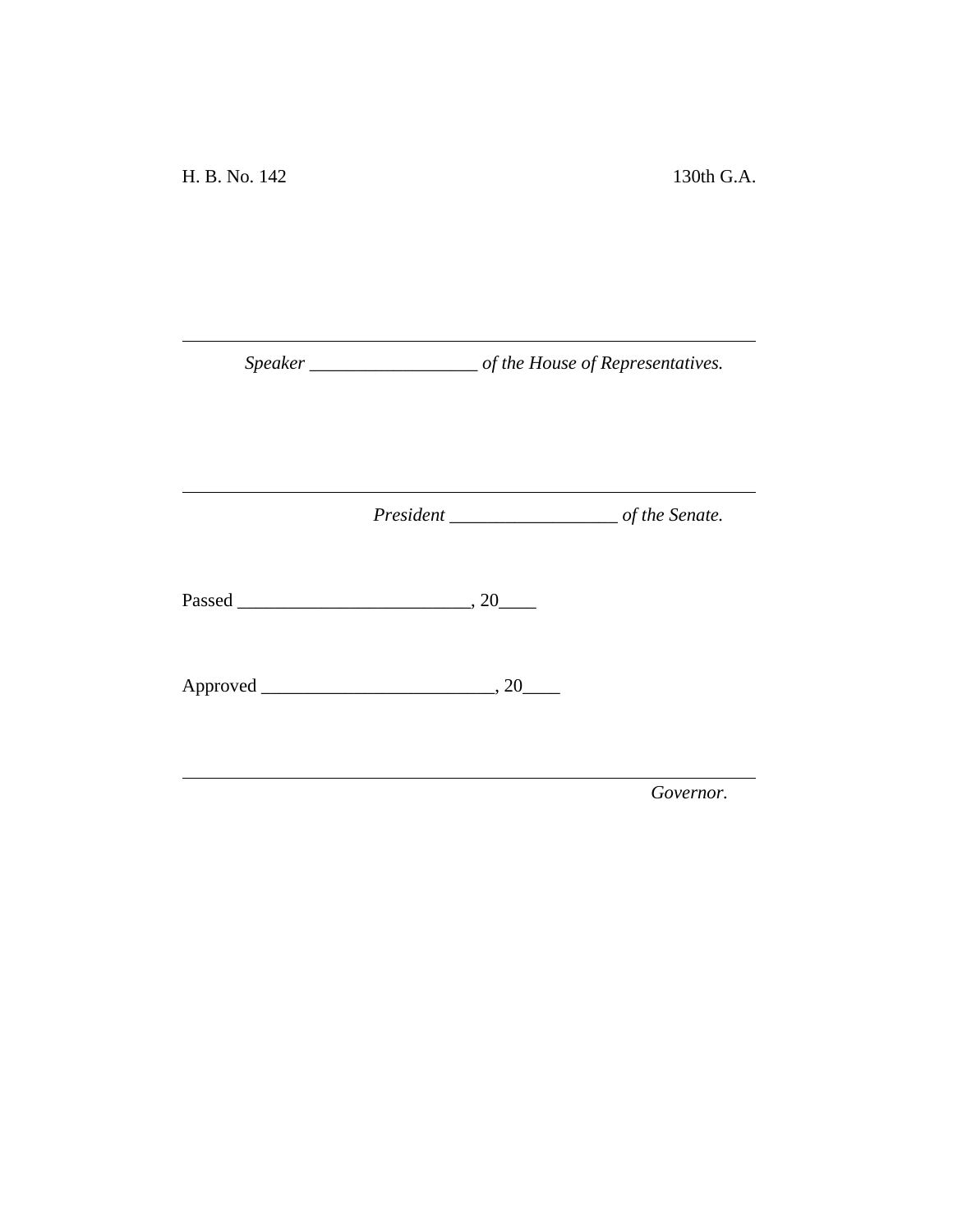H. B. No. 142 130th G.A.

---

*Speaker ___________________ of the House of Representatives.*

---

*President ___________________ of the Senate.*

Passed _________________________, 20____

Approved _________________________, 20____

---

*Governor.*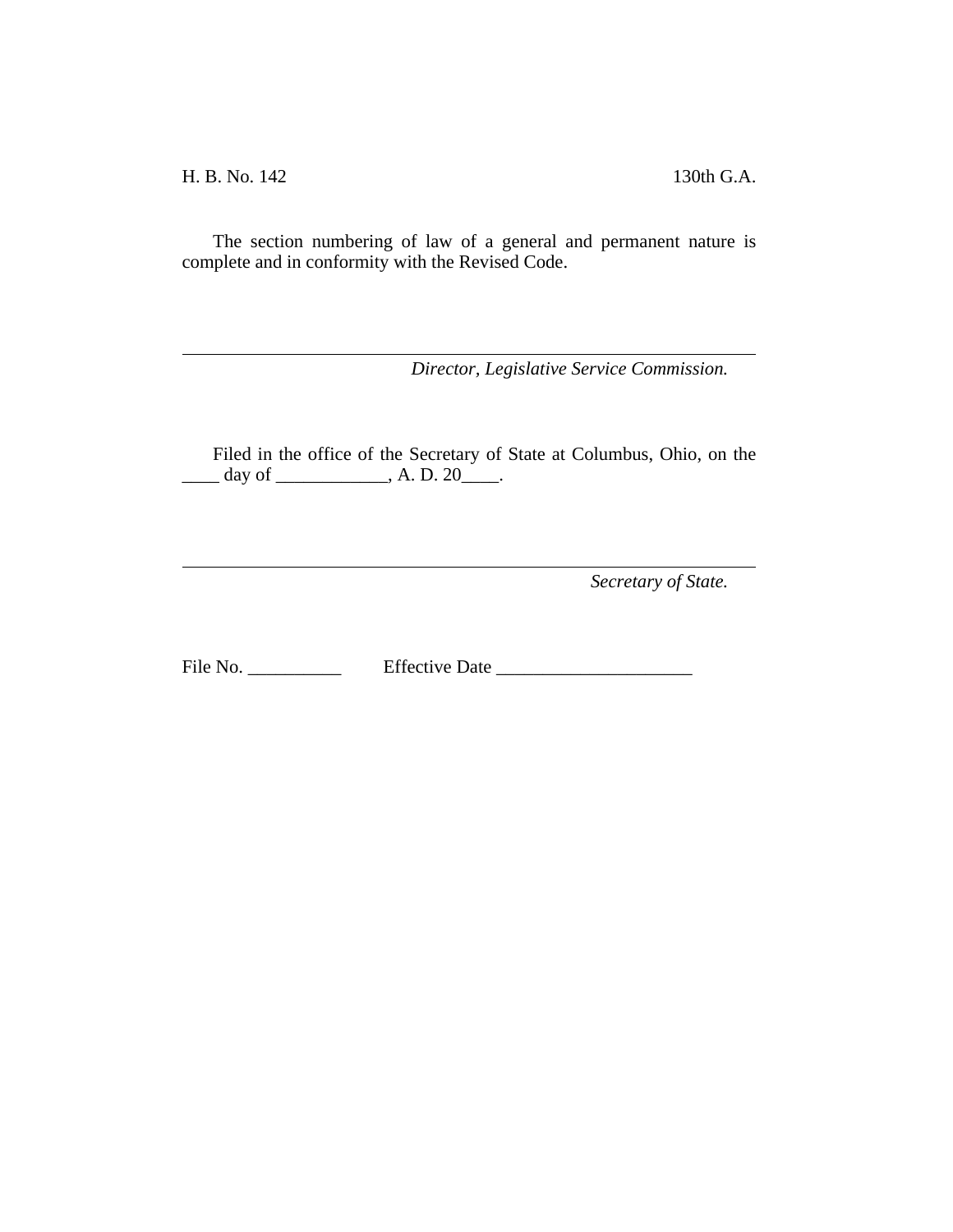The section numbering of law of a general and permanent nature is complete and in conformity with the Revised Code.

\_\_\_\_\_\_\_\_\_\_\_\_\_\_\_\_\_\_\_\_\_\_\_\_\_\_\_\_\_\_\_\_\_\_\_\_\_\_\_\_\_\_\_\_\_\_\_\_\_\_\_\_\_\_\_\_\_\_\_\_

*Director, Legislative Service Commission.*

Filed in the office of the Secretary of State at Columbus, Ohio, on the ____ day of ____________, A. D. 20____.

\_\_\_\_\_\_\_\_\_\_\_\_\_\_\_\_\_\_\_\_\_\_\_\_\_\_\_\_\_\_\_\_\_\_\_\_\_\_\_\_\_\_\_\_\_\_\_\_\_\_\_\_\_\_\_\_\_\_\_\_

*Secretary of State.*

File No. __________ Effective Date _____________________